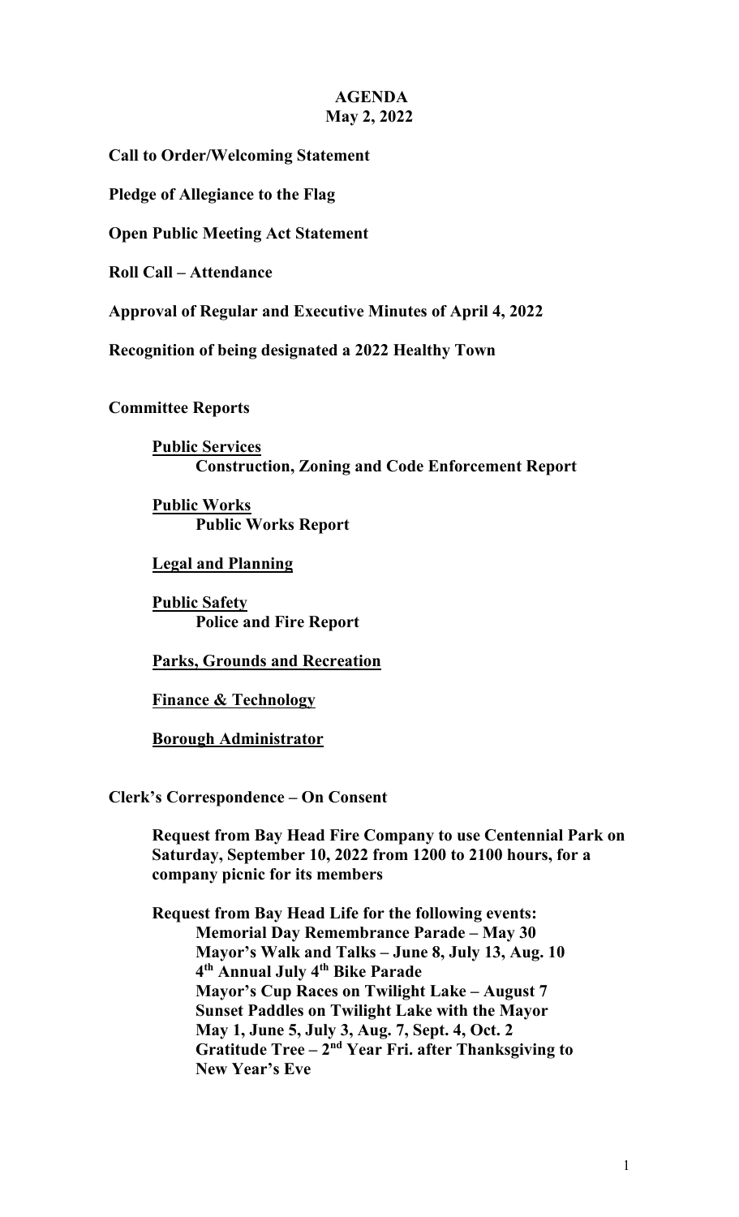# AGENDA
## May 2, 2022

**Call to Order/Welcoming Statement**

**Pledge of Allegiance to the Flag**

**Open Public Meeting Act Statement**

**Roll Call – Attendance**

**Approval of Regular and Executive Minutes of April 4, 2022**

**Recognition of being designated a 2022 Healthy Town**

**Committee Reports**

- **Public Services**
  - **Construction, Zoning and Code Enforcement Report**
- **Public Works**
  - **Public Works Report**
- **Legal and Planning**
- **Public Safety**
  - **Police and Fire Report**
- **Parks, Grounds and Recreation**
- **Finance & Technology**
- **Borough Administrator**

**Clerk's Correspondence – On Consent**

**Request from Bay Head Fire Company to use Centennial Park on Saturday, September 10, 2022 from 1200 to 2100 hours, for a company picnic for its members**

**Request from Bay Head Life for the following events:**
- **Memorial Day Remembrance Parade – May 30**
- **Mayor's Walk and Talks – June 8, July 13, Aug. 10**
- **4th Annual July 4th Bike Parade**
- **Mayor's Cup Races on Twilight Lake – August 7**
- **Sunset Paddles on Twilight Lake with the Mayor May 1, June 5, July 3, Aug. 7, Sept. 4, Oct. 2**
- **Gratitude Tree – 2nd Year Fri. after Thanksgiving to New Year's Eve**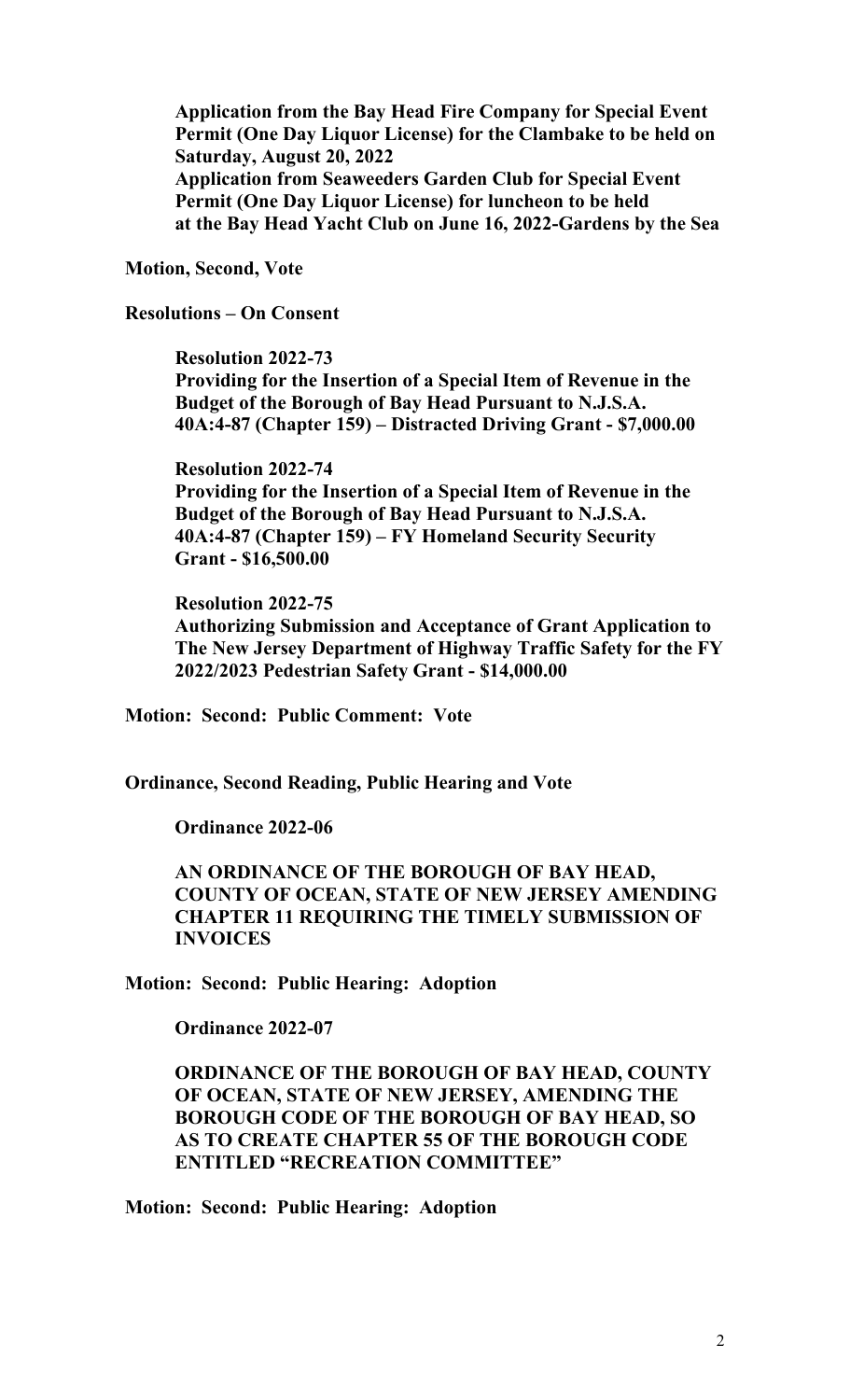**Application from the Bay Head Fire Company for Special Event Permit (One Day Liquor License) for the Clambake to be held on Saturday, August 20, 2022**
**Application from Seaweeders Garden Club for Special Event Permit (One Day Liquor License) for luncheon to be held at the Bay Head Yacht Club on June 16, 2022-Gardens by the Sea**

**Motion, Second, Vote**

**Resolutions – On Consent**

**Resolution 2022-73**
**Providing for the Insertion of a Special Item of Revenue in the Budget of the Borough of Bay Head Pursuant to N.J.S.A. 40A:4-87 (Chapter 159) – Distracted Driving Grant - $7,000.00**

**Resolution 2022-74**
**Providing for the Insertion of a Special Item of Revenue in the Budget of the Borough of Bay Head Pursuant to N.J.S.A. 40A:4-87 (Chapter 159) – FY Homeland Security Security Grant - $16,500.00**

**Resolution 2022-75**
**Authorizing Submission and Acceptance of Grant Application to The New Jersey Department of Highway Traffic Safety for the FY 2022/2023 Pedestrian Safety Grant - $14,000.00**

**Motion: Second: Public Comment: Vote**

**Ordinance, Second Reading, Public Hearing and Vote**

**Ordinance 2022-06**

**AN ORDINANCE OF THE BOROUGH OF BAY HEAD, COUNTY OF OCEAN, STATE OF NEW JERSEY AMENDING CHAPTER 11 REQUIRING THE TIMELY SUBMISSION OF INVOICES**

**Motion: Second: Public Hearing: Adoption**

**Ordinance 2022-07**

**ORDINANCE OF THE BOROUGH OF BAY HEAD, COUNTY OF OCEAN, STATE OF NEW JERSEY, AMENDING THE BOROUGH CODE OF THE BOROUGH OF BAY HEAD, SO AS TO CREATE CHAPTER 55 OF THE BOROUGH CODE ENTITLED "RECREATION COMMITTEE"**

**Motion: Second: Public Hearing: Adoption**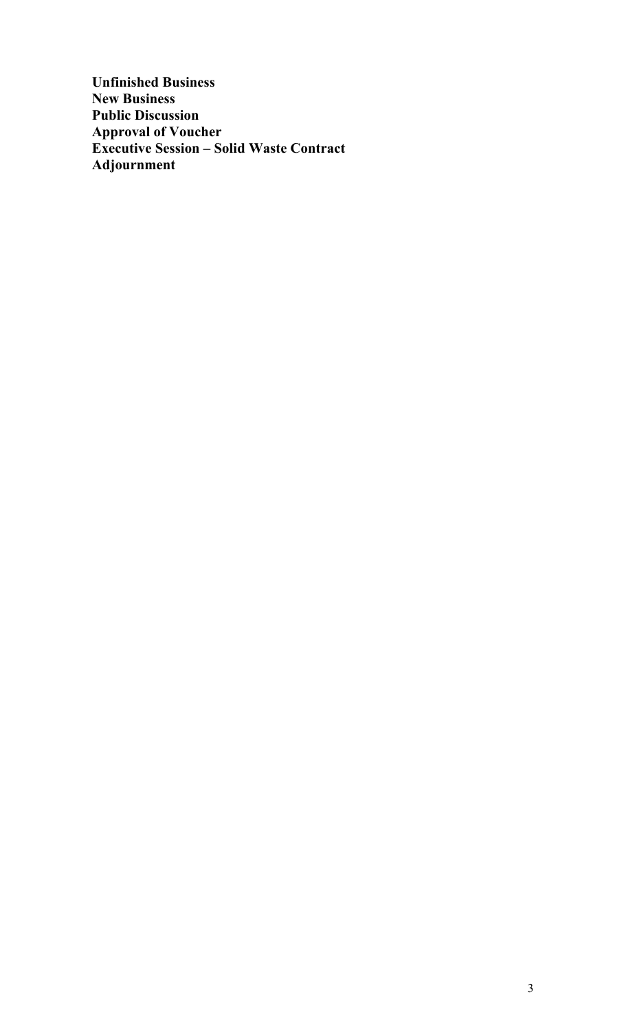**Unfinished Business**
**New Business**
**Public Discussion**
**Approval of Voucher**
**Executive Session – Solid Waste Contract**
**Adjournment**